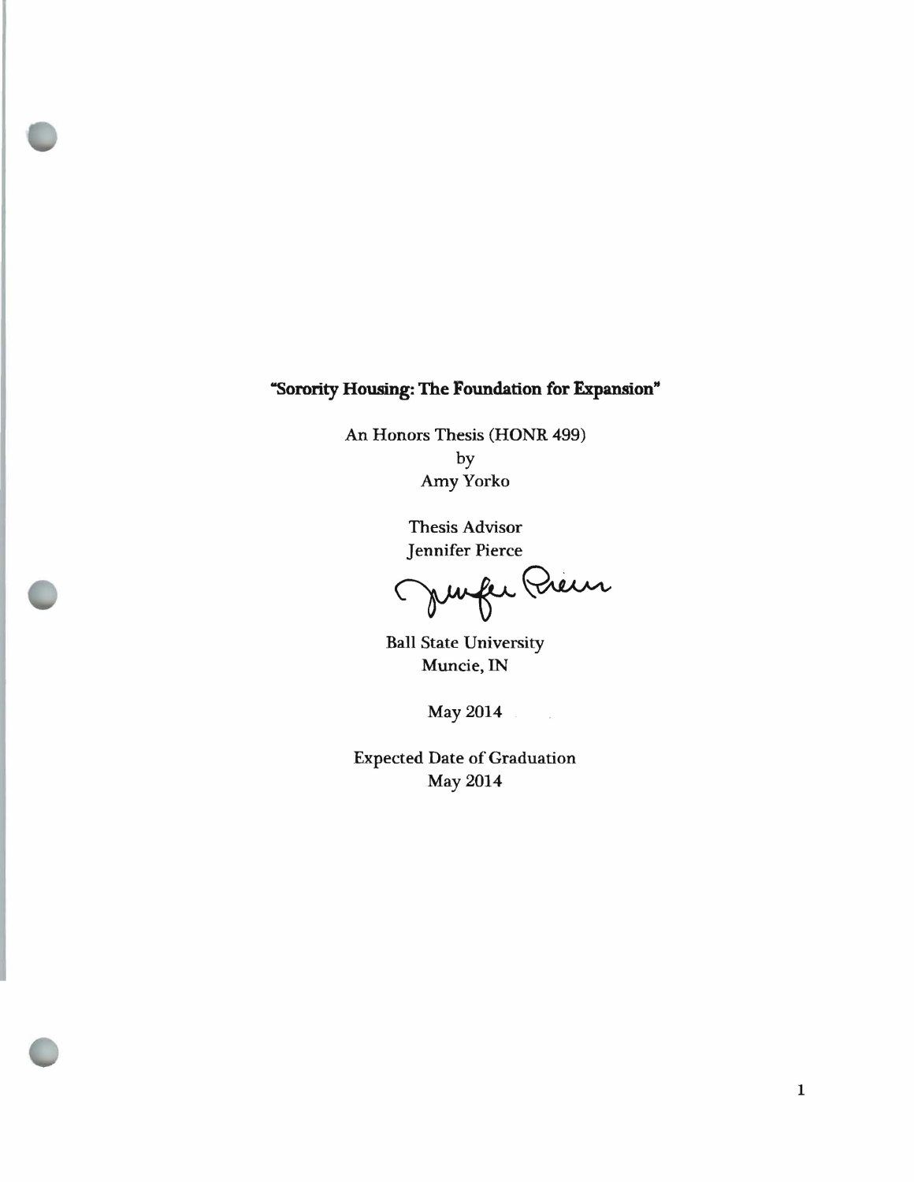# "Sorority Housing: The Foundation for Expansion"

An Honors Thesis (HONR 499)

by

Amy Yorko

Thesis Advisor

Jennifer Pierce

Ball State University

Muncie, IN

May 2014

Expected Date of Graduation

May 2014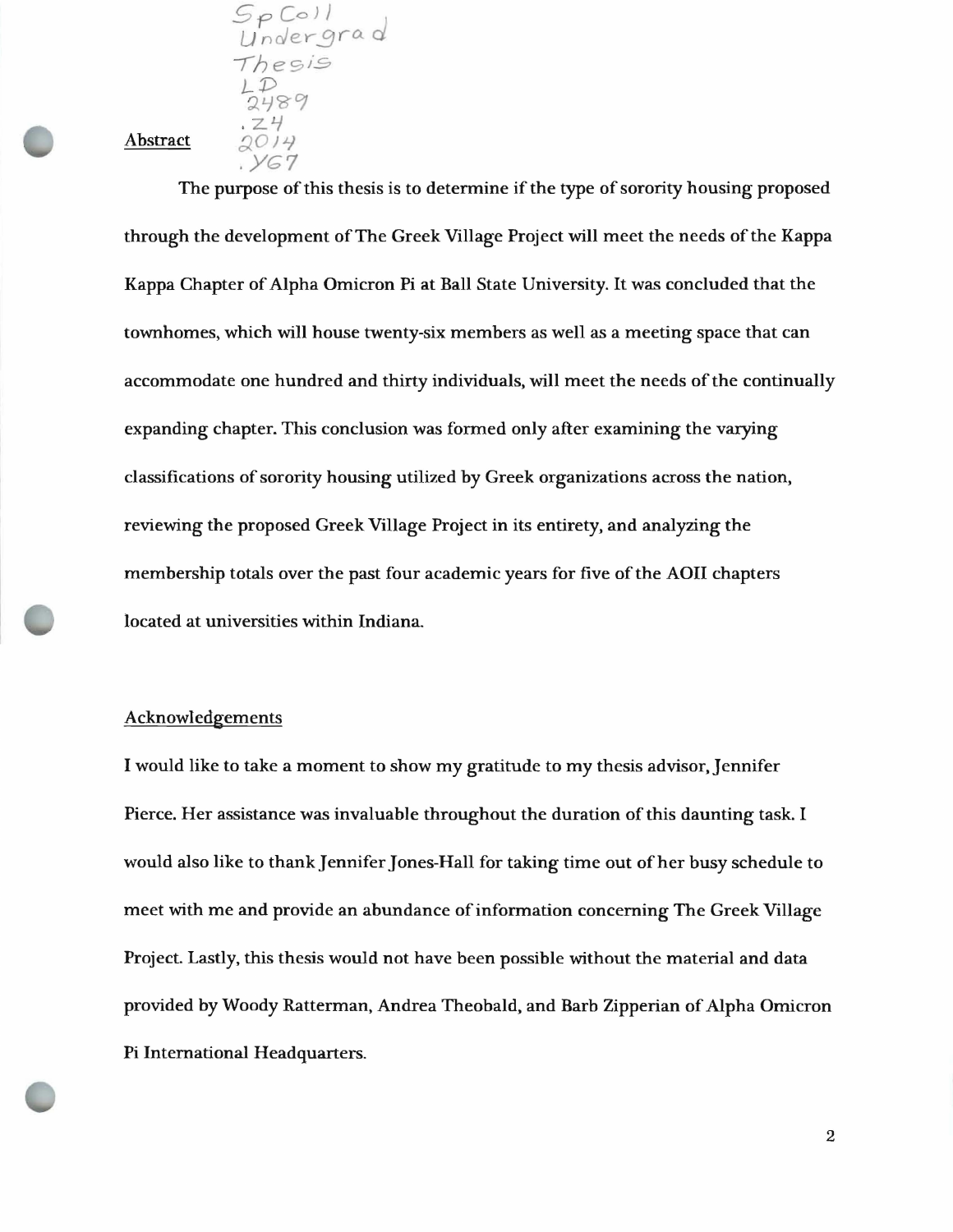SpColl
Undergrad
Thesis
LD
2489
.Z4
2014
.Y67

## Abstract

The purpose of this thesis is to determine if the type of sorority housing proposed through the development of The Greek Village Project will meet the needs of the Kappa Kappa Chapter of Alpha Omicron Pi at Ball State University. It was concluded that the townhomes, which will house twenty-six members as well as a meeting space that can accommodate one hundred and thirty individuals, will meet the needs of the continually expanding chapter. This conclusion was formed only after examining the varying classifications of sorority housing utilized by Greek organizations across the nation, reviewing the proposed Greek Village Project in its entirety, and analyzing the membership totals over the past four academic years for five of the AOΠ chapters located at universities within Indiana.

## Acknowledgements

I would like to take a moment to show my gratitude to my thesis advisor, Jennifer Pierce. Her assistance was invaluable throughout the duration of this daunting task. I would also like to thank Jennifer Jones-Hall for taking time out of her busy schedule to meet with me and provide an abundance of information concerning The Greek Village Project. Lastly, this thesis would not have been possible without the material and data provided by Woody Ratterman, Andrea Theobald, and Barb Zipperian of Alpha Omicron Pi International Headquarters.